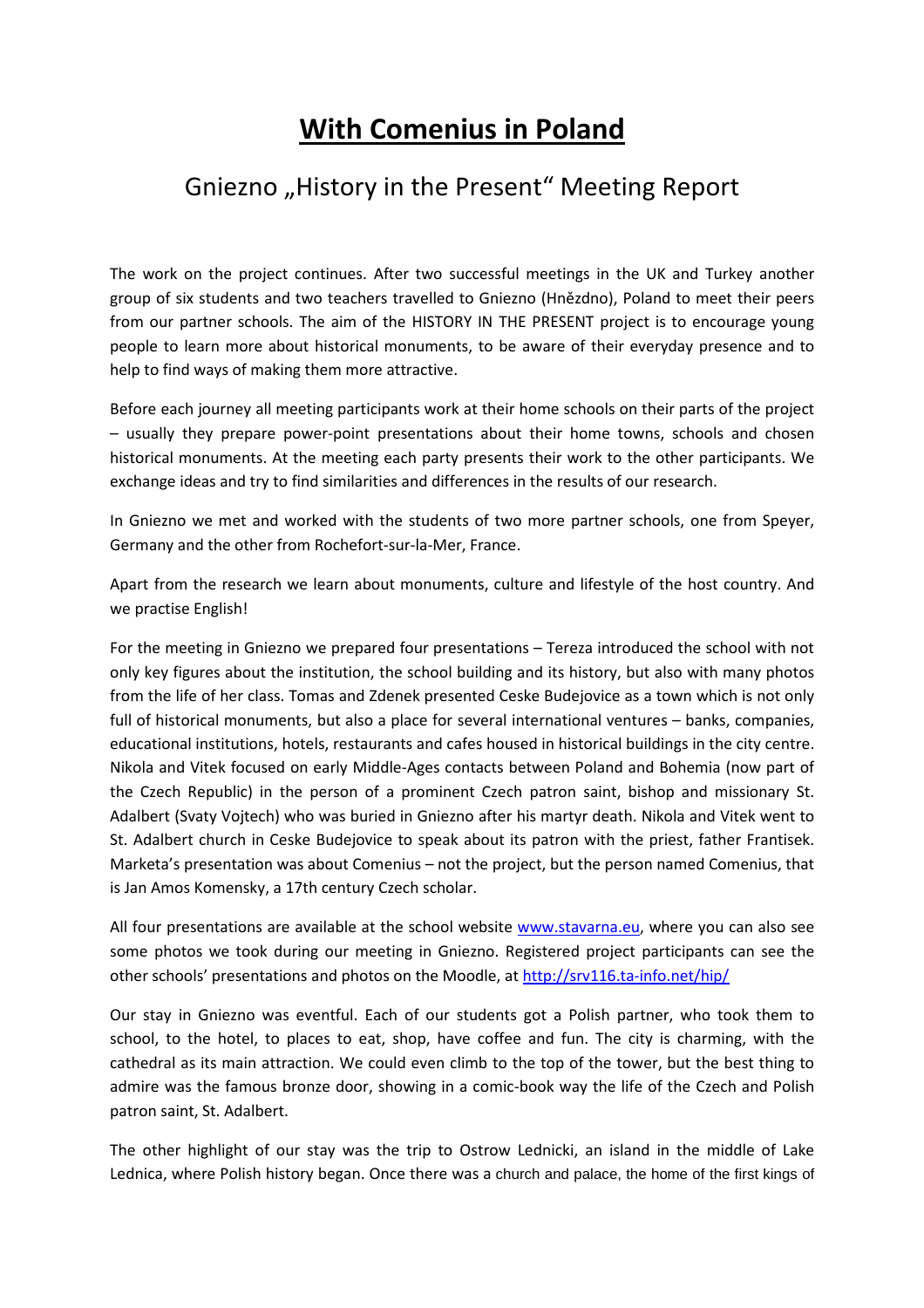# With Comenius in Poland

## Gniezno „History in the Present“ Meeting Report

The work on the project continues. After two successful meetings in the UK and Turkey another group of six students and two teachers travelled to Gniezno (Hnězdno), Poland to meet their peers from our partner schools. The aim of the HISTORY IN THE PRESENT project is to encourage young people to learn more about historical monuments, to be aware of their everyday presence and to help to find ways of making them more attractive.

Before each journey all meeting participants work at their home schools on their parts of the project – usually they prepare power-point presentations about their home towns, schools and chosen historical monuments. At the meeting each party presents their work to the other participants. We exchange ideas and try to find similarities and differences in the results of our research.

In Gniezno we met and worked with the students of two more partner schools, one from Speyer, Germany and the other from Rochefort-sur-la-Mer, France.

Apart from the research we learn about monuments, culture and lifestyle of the host country. And we practise English!

For the meeting in Gniezno we prepared four presentations – Tereza introduced the school with not only key figures about the institution, the school building and its history, but also with many photos from the life of her class. Tomas and Zdenek presented Ceske Budejovice as a town which is not only full of historical monuments, but also a place for several international ventures – banks, companies, educational institutions, hotels, restaurants and cafes housed in historical buildings in the city centre. Nikola and Vitek focused on early Middle-Ages contacts between Poland and Bohemia (now part of the Czech Republic) in the person of a prominent Czech patron saint, bishop and missionary St. Adalbert (Svaty Vojtech) who was buried in Gniezno after his martyr death. Nikola and Vitek went to St. Adalbert church in Ceske Budejovice to speak about its patron with the priest, father Frantisek. Marketa's presentation was about Comenius – not the project, but the person named Comenius, that is Jan Amos Komensky, a 17th century Czech scholar.

All four presentations are available at the school website [www.stavarna.eu](www.stavarna.eu), where you can also see some photos we took during our meeting in Gniezno. Registered project participants can see the other schools' presentations and photos on the Moodle, at [http://srv116.ta-info.net/hip/](http://srv116.ta-info.net/hip/)

Our stay in Gniezno was eventful. Each of our students got a Polish partner, who took them to school, to the hotel, to places to eat, shop, have coffee and fun. The city is charming, with the cathedral as its main attraction. We could even climb to the top of the tower, but the best thing to admire was the famous bronze door, showing in a comic-book way the life of the Czech and Polish patron saint, St. Adalbert.

The other highlight of our stay was the trip to Ostrow Lednicki, an island in the middle of Lake Lednica, where Polish history began. Once there was a church and palace, the home of the first kings of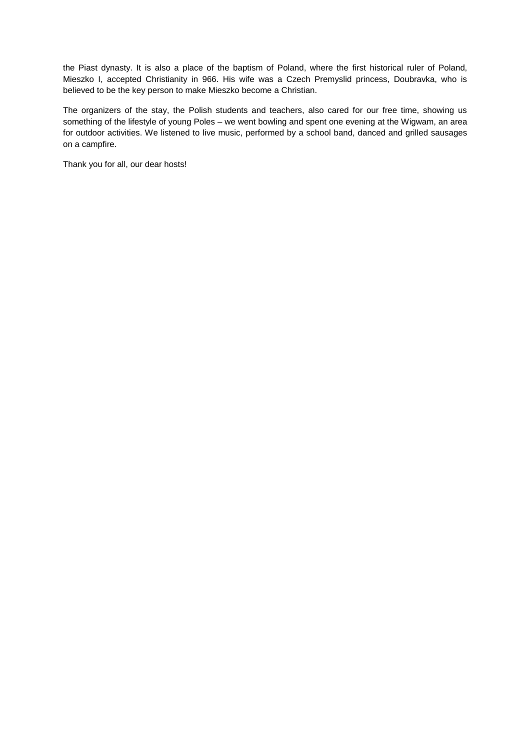the Piast dynasty. It is also a place of the baptism of Poland, where the first historical ruler of Poland, Mieszko I, accepted Christianity in 966. His wife was a Czech Premyslid princess, Doubravka, who is believed to be the key person to make Mieszko become a Christian.

The organizers of the stay, the Polish students and teachers, also cared for our free time, showing us something of the lifestyle of young Poles – we went bowling and spent one evening at the Wigwam, an area for outdoor activities. We listened to live music, performed by a school band, danced and grilled sausages on a campfire.

Thank you for all, our dear hosts!